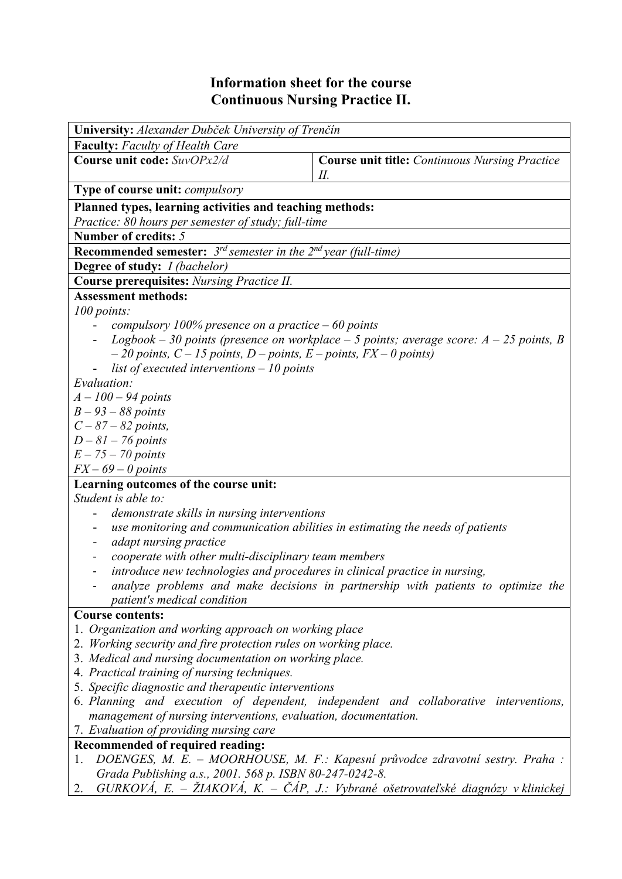# Information sheet for the course
# Continuous Nursing Practice II.

**University:** *Alexander Dubček University of Trenčín*

**Faculty:** *Faculty of Health Care*

| **Course unit code:** *SuvOPx2/d* | **Course unit title:** *Continuous Nursing Practice II.* |
|---|---|

**Type of course unit:** *compulsory*

**Planned types, learning activities and teaching methods:**
*Practice: 80 hours per semester of study; full-time*

**Number of credits:** *5*

**Recommended semester:** *3rd semester in the 2nd year (full-time)*

**Degree of study:** *I (bachelor)*

**Course prerequisites:** *Nursing Practice II.*

**Assessment methods:**

*100 points:*

- *compulsory 100% presence on a practice – 60 points*
- *Logbook – 30 points (presence on workplace – 5 points; average score: A – 25 points, B – 20 points, C – 15 points, D – points, E – points, FX – 0 points)*
- *list of executed interventions – 10 points*

*Evaluation:*

*A – 100 – 94 points*
*B – 93 – 88 points*
*C – 87 – 82 points,*
*D – 81 – 76 points*
*E – 75 – 70 points*
*FX – 69 – 0 points*

**Learning outcomes of the course unit:**

*Student is able to:*

- *demonstrate skills in nursing interventions*
- *use monitoring and communication abilities in estimating the needs of patients*
- *adapt nursing practice*
- *cooperate with other multi-disciplinary team members*
- *introduce new technologies and procedures in clinical practice in nursing,*
- *analyze problems and make decisions in partnership with patients to optimize the patient's medical condition*

**Course contents:**

1. *Organization and working approach on working place*
2. *Working security and fire protection rules on working place.*
3. *Medical and nursing documentation on working place.*
4. *Practical training of nursing techniques.*
5. *Specific diagnostic and therapeutic interventions*
6. *Planning and execution of dependent, independent and collaborative interventions, management of nursing interventions, evaluation, documentation.*
7. *Evaluation of providing nursing care*

**Recommended of required reading:**

1. *DOENGES, M. E. – MOORHOUSE, M. F.: Kapesní průvodce zdravotní sestry. Praha : Grada Publishing a.s., 2001. 568 p. ISBN 80-247-0242-8.*
2. *GURKOVÁ, E. – ŽIAKOVÁ, K. – ČÁP, J.: Vybrané ošetrovateľské diagnózy v klinickej*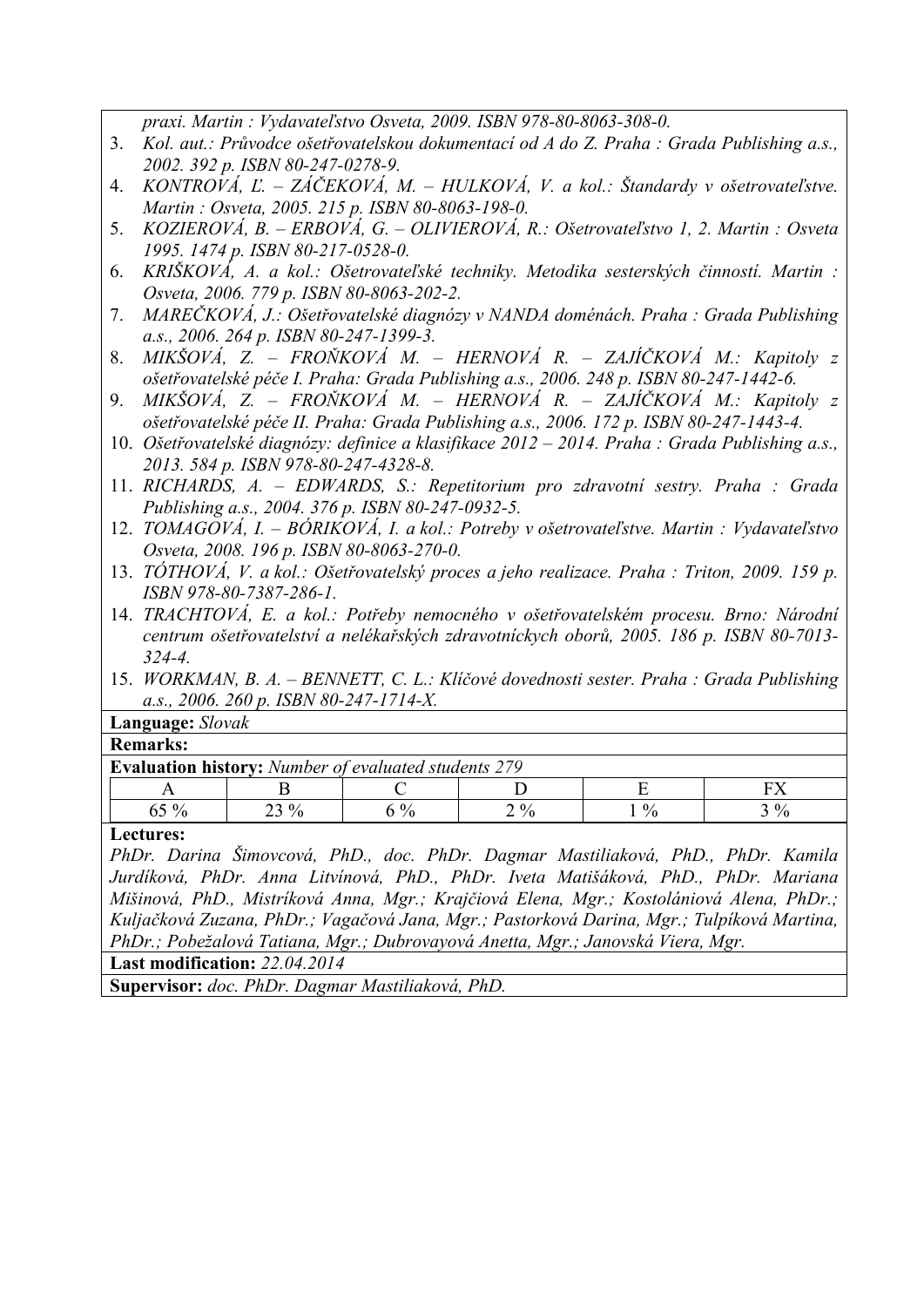*praxi. Martin : Vydavateľstvo Osveta, 2009. ISBN 978-80-8063-308-0.*

3. *Kol. aut.: Průvodce ošetřovatelskou dokumentací od A do Z. Praha : Grada Publishing a.s., 2002. 392 p. ISBN 80-247-0278-9.*
4. *KONTROVÁ, Ľ. – ZÁČEKOVÁ, M. – HULKOVÁ, V. a kol.: Štandardy v ošetrovateľstve. Martin : Osveta, 2005. 215 p. ISBN 80-8063-198-0.*
5. *KOZIEROVÁ, B. – ERBOVÁ, G. – OLIVIEROVÁ, R.: Ošetrovateľstvo 1, 2. Martin : Osveta 1995. 1474 p. ISBN 80-217-0528-0.*
6. *KRIŠKOVÁ, A. a kol.: Ošetrovateľské techniky. Metodika sesterských činností. Martin : Osveta, 2006. 779 p. ISBN 80-8063-202-2.*
7. *MAREČKOVÁ, J.: Ošetřovatelské diagnózy v NANDA doménách. Praha : Grada Publishing a.s., 2006. 264 p. ISBN 80-247-1399-3.*
8. *MIKŠOVÁ, Z. – FROŇKOVÁ M. – HERNOVÁ R. – ZAJÍČKOVÁ M.: Kapitoly z ošetřovatelské péče I. Praha: Grada Publishing a.s., 2006. 248 p. ISBN 80-247-1442-6.*
9. *MIKŠOVÁ, Z. – FROŇKOVÁ M. – HERNOVÁ R. – ZAJÍČKOVÁ M.: Kapitoly z ošetřovatelské péče II. Praha: Grada Publishing a.s., 2006. 172 p. ISBN 80-247-1443-4.*
10. *Ošetřovatelské diagnózy: definice a klasifikace 2012 – 2014. Praha : Grada Publishing a.s., 2013. 584 p. ISBN 978-80-247-4328-8.*
11. *RICHARDS, A. – EDWARDS, S.: Repetitorium pro zdravotní sestry. Praha : Grada Publishing a.s., 2004. 376 p. ISBN 80-247-0932-5.*
12. *TOMAGOVÁ, I. – BÓRIKOVÁ, I. a kol.: Potreby v ošetrovateľstve. Martin : Vydavateľstvo Osveta, 2008. 196 p. ISBN 80-8063-270-0.*
13. *TÓTHOVÁ, V. a kol.: Ošetřovatelský proces a jeho realizace. Praha : Triton, 2009. 159 p. ISBN 978-80-7387-286-1.*
14. *TRACHTOVÁ, E. a kol.: Potřeby nemocného v ošetřovatelském procesu. Brno: Národní centrum ošetřovatelství a nelékařských zdravotníckych oborů, 2005. 186 p. ISBN 80-7013-324-4.*
15. *WORKMAN, B. A. – BENNETT, C. L.: Klíčové dovednosti sester. Praha : Grada Publishing a.s., 2006. 260 p. ISBN 80-247-1714-X.*

**Language:** *Slovak*

**Remarks:**

**Evaluation history:** *Number of evaluated students 279*

| A | B | C | D | E | FX |
|---|---|---|---|---|---|
| 65 % | 23 % | 6 % | 2 % | 1 % | 3 % |

**Lectures:**

*PhDr. Darina Šimovcová, PhD., doc. PhDr. Dagmar Mastiliaková, PhD., PhDr. Kamila Jurdíková, PhDr. Anna Litvínová, PhD., PhDr. Iveta Matišáková, PhD., PhDr. Mariana Mišinová, PhD., Mistríková Anna, Mgr.; Krajčiová Elena, Mgr.; Kostolániová Alena, PhDr.; Kuljačková Zuzana, PhDr.; Vagačová Jana, Mgr.; Pastorková Darina, Mgr.; Tulpíková Martina, PhDr.; Pobežalová Tatiana, Mgr.; Dubrovayová Anetta, Mgr.; Janovská Viera, Mgr.*

**Last modification:** *22.04.2014*

**Supervisor:** *doc. PhDr. Dagmar Mastiliaková, PhD.*